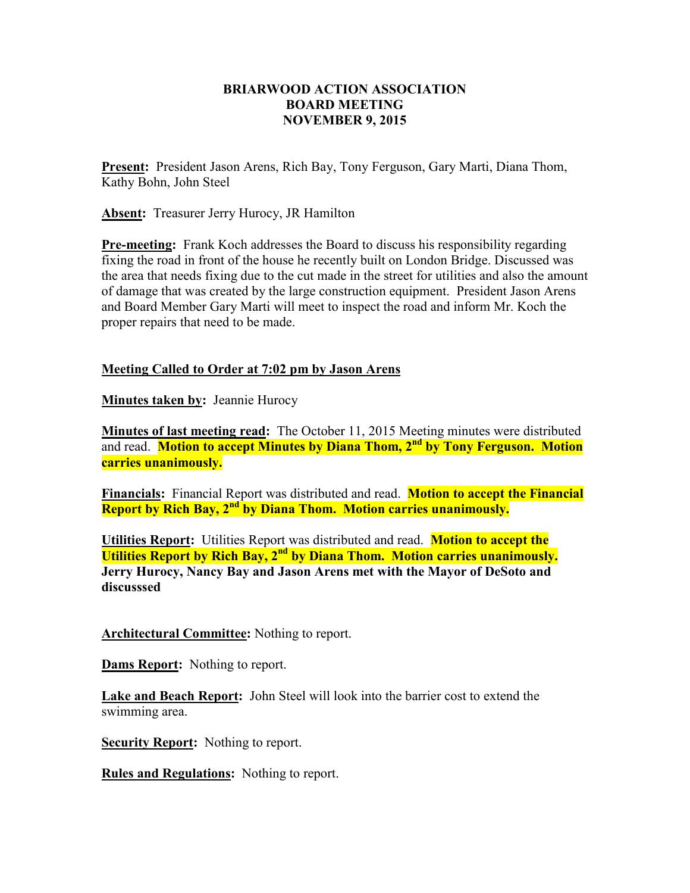**BRIARWOOD ACTION ASSOCIATION**
**BOARD MEETING**
**NOVEMBER 9, 2015**

**Present:** President Jason Arens, Rich Bay, Tony Ferguson, Gary Marti, Diana Thom, Kathy Bohn, John Steel

**Absent:** Treasurer Jerry Hurocy, JR Hamilton

**Pre-meeting:** Frank Koch addresses the Board to discuss his responsibility regarding fixing the road in front of the house he recently built on London Bridge. Discussed was the area that needs fixing due to the cut made in the street for utilities and also the amount of damage that was created by the large construction equipment. President Jason Arens and Board Member Gary Marti will meet to inspect the road and inform Mr. Koch the proper repairs that need to be made.

**Meeting Called to Order at 7:02 pm by Jason Arens**

**Minutes taken by:** Jeannie Hurocy

**Minutes of last meeting read:** The October 11, 2015 Meeting minutes were distributed and read. **Motion to accept Minutes by Diana Thom, 2nd by Tony Ferguson. Motion carries unanimously.**

**Financials:** Financial Report was distributed and read. **Motion to accept the Financial Report by Rich Bay, 2nd by Diana Thom. Motion carries unanimously.**

**Utilities Report:** Utilities Report was distributed and read. **Motion to accept the Utilities Report by Rich Bay, 2nd by Diana Thom. Motion carries unanimously. Jerry Hurocy, Nancy Bay and Jason Arens met with the Mayor of DeSoto and discusssed**

**Architectural Committee:** Nothing to report.

**Dams Report:** Nothing to report.

**Lake and Beach Report:** John Steel will look into the barrier cost to extend the swimming area.

**Security Report:** Nothing to report.

**Rules and Regulations:** Nothing to report.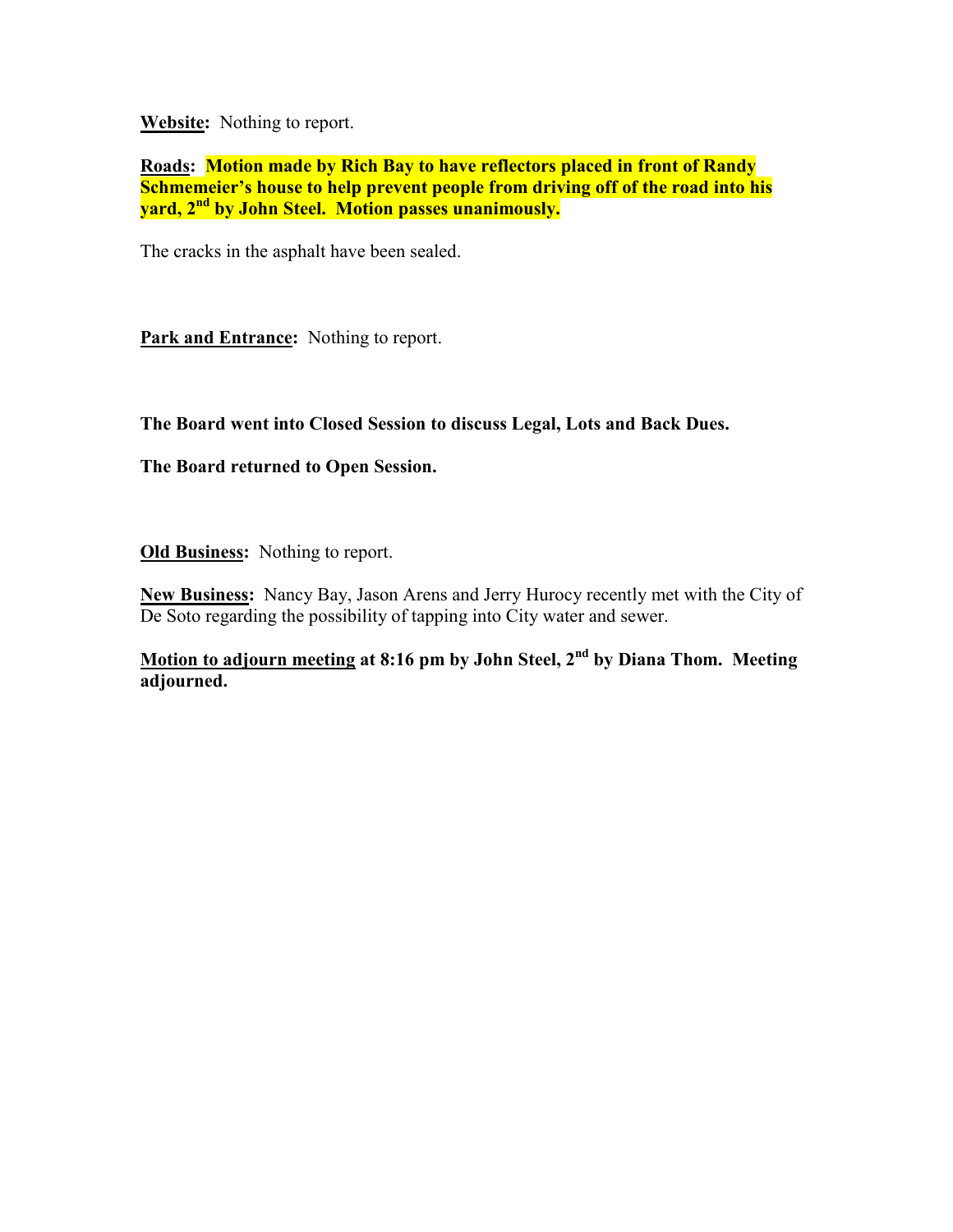**Website:** Nothing to report.

**Roads: Motion made by Rich Bay to have reflectors placed in front of Randy Schmemeier's house to help prevent people from driving off of the road into his yard, 2nd by John Steel. Motion passes unanimously.**

The cracks in the asphalt have been sealed.

**Park and Entrance:** Nothing to report.

**The Board went into Closed Session to discuss Legal, Lots and Back Dues.**

**The Board returned to Open Session.**

**Old Business:** Nothing to report.

**New Business:** Nancy Bay, Jason Arens and Jerry Hurocy recently met with the City of De Soto regarding the possibility of tapping into City water and sewer.

**Motion to adjourn meeting at 8:16 pm by John Steel, 2nd by Diana Thom. Meeting adjourned.**